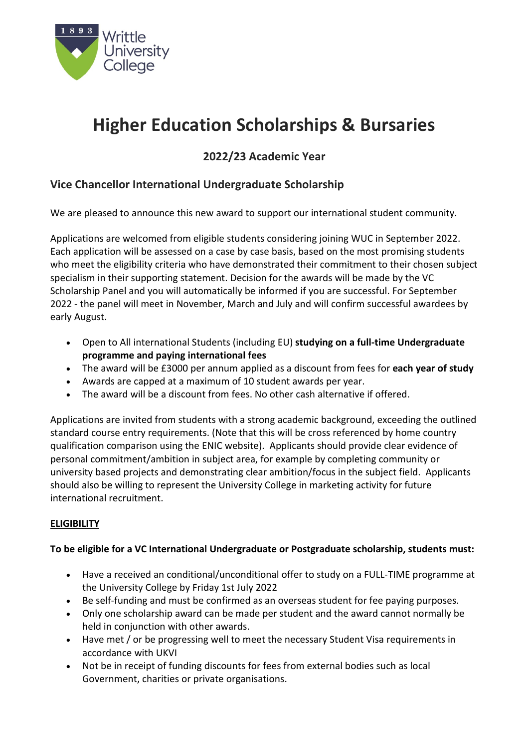Writtle University College

# Higher Education Scholarships & Bursaries

### 2022/23 Academic Year

## Vice Chancellor International Undergraduate Scholarship

We are pleased to announce this new award to support our international student community.

Applications are welcomed from eligible students considering joining WUC in September 2022. Each application will be assessed on a case by case basis, based on the most promising students who meet the eligibility criteria who have demonstrated their commitment to their chosen subject specialism in their supporting statement. Decision for the awards will be made by the VC Scholarship Panel and you will automatically be informed if you are successful. For September 2022 - the panel will meet in November, March and July and will confirm successful awardees by early August.

- Open to All international Students (including EU) **studying on a full-time Undergraduate programme and paying international fees**
- The award will be £3000 per annum applied as a discount from fees for **each year of study**
- Awards are capped at a maximum of 10 student awards per year.
- The award will be a discount from fees. No other cash alternative if offered.

Applications are invited from students with a strong academic background, exceeding the outlined standard course entry requirements. (Note that this will be cross referenced by home country qualification comparison using the ENIC website). Applicants should provide clear evidence of personal commitment/ambition in subject area, for example by completing community or university based projects and demonstrating clear ambition/focus in the subject field. Applicants should also be willing to represent the University College in marketing activity for future international recruitment.

**ELIGIBILITY**

**To be eligible for a VC International Undergraduate or Postgraduate scholarship, students must:**

- Have a received an conditional/unconditional offer to study on a FULL-TIME programme at the University College by Friday 1st July 2022
- Be self-funding and must be confirmed as an overseas student for fee paying purposes.
- Only one scholarship award can be made per student and the award cannot normally be held in conjunction with other awards.
- Have met / or be progressing well to meet the necessary Student Visa requirements in accordance with UKVI
- Not be in receipt of funding discounts for fees from external bodies such as local Government, charities or private organisations.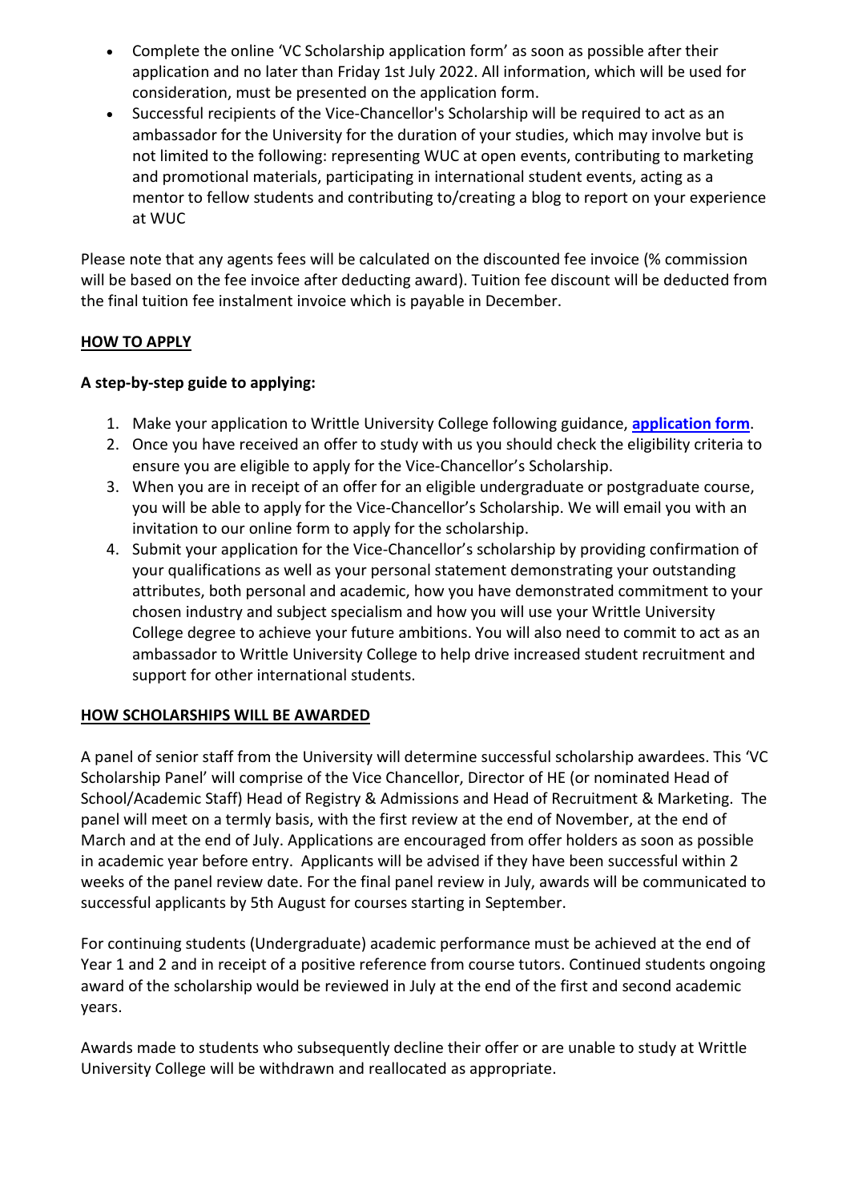- Complete the online 'VC Scholarship application form' as soon as possible after their application and no later than Friday 1st July 2022. All information, which will be used for consideration, must be presented on the application form.
- Successful recipients of the Vice-Chancellor's Scholarship will be required to act as an ambassador for the University for the duration of your studies, which may involve but is not limited to the following: representing WUC at open events, contributing to marketing and promotional materials, participating in international student events, acting as a mentor to fellow students and contributing to/creating a blog to report on your experience at WUC

Please note that any agents fees will be calculated on the discounted fee invoice (% commission will be based on the fee invoice after deducting award). Tuition fee discount will be deducted from the final tuition fee instalment invoice which is payable in December.

## HOW TO APPLY

**A step-by-step guide to applying:**

1. Make your application to Writtle University College following guidance, **application form**.
2. Once you have received an offer to study with us you should check the eligibility criteria to ensure you are eligible to apply for the Vice-Chancellor's Scholarship.
3. When you are in receipt of an offer for an eligible undergraduate or postgraduate course, you will be able to apply for the Vice-Chancellor's Scholarship. We will email you with an invitation to our online form to apply for the scholarship.
4. Submit your application for the Vice-Chancellor's scholarship by providing confirmation of your qualifications as well as your personal statement demonstrating your outstanding attributes, both personal and academic, how you have demonstrated commitment to your chosen industry and subject specialism and how you will use your Writtle University College degree to achieve your future ambitions. You will also need to commit to act as an ambassador to Writtle University College to help drive increased student recruitment and support for other international students.

## HOW SCHOLARSHIPS WILL BE AWARDED

A panel of senior staff from the University will determine successful scholarship awardees. This 'VC Scholarship Panel' will comprise of the Vice Chancellor, Director of HE (or nominated Head of School/Academic Staff) Head of Registry & Admissions and Head of Recruitment & Marketing. The panel will meet on a termly basis, with the first review at the end of November, at the end of March and at the end of July. Applications are encouraged from offer holders as soon as possible in academic year before entry. Applicants will be advised if they have been successful within 2 weeks of the panel review date. For the final panel review in July, awards will be communicated to successful applicants by 5th August for courses starting in September.

For continuing students (Undergraduate) academic performance must be achieved at the end of Year 1 and 2 and in receipt of a positive reference from course tutors. Continued students ongoing award of the scholarship would be reviewed in July at the end of the first and second academic years.

Awards made to students who subsequently decline their offer or are unable to study at Writtle University College will be withdrawn and reallocated as appropriate.